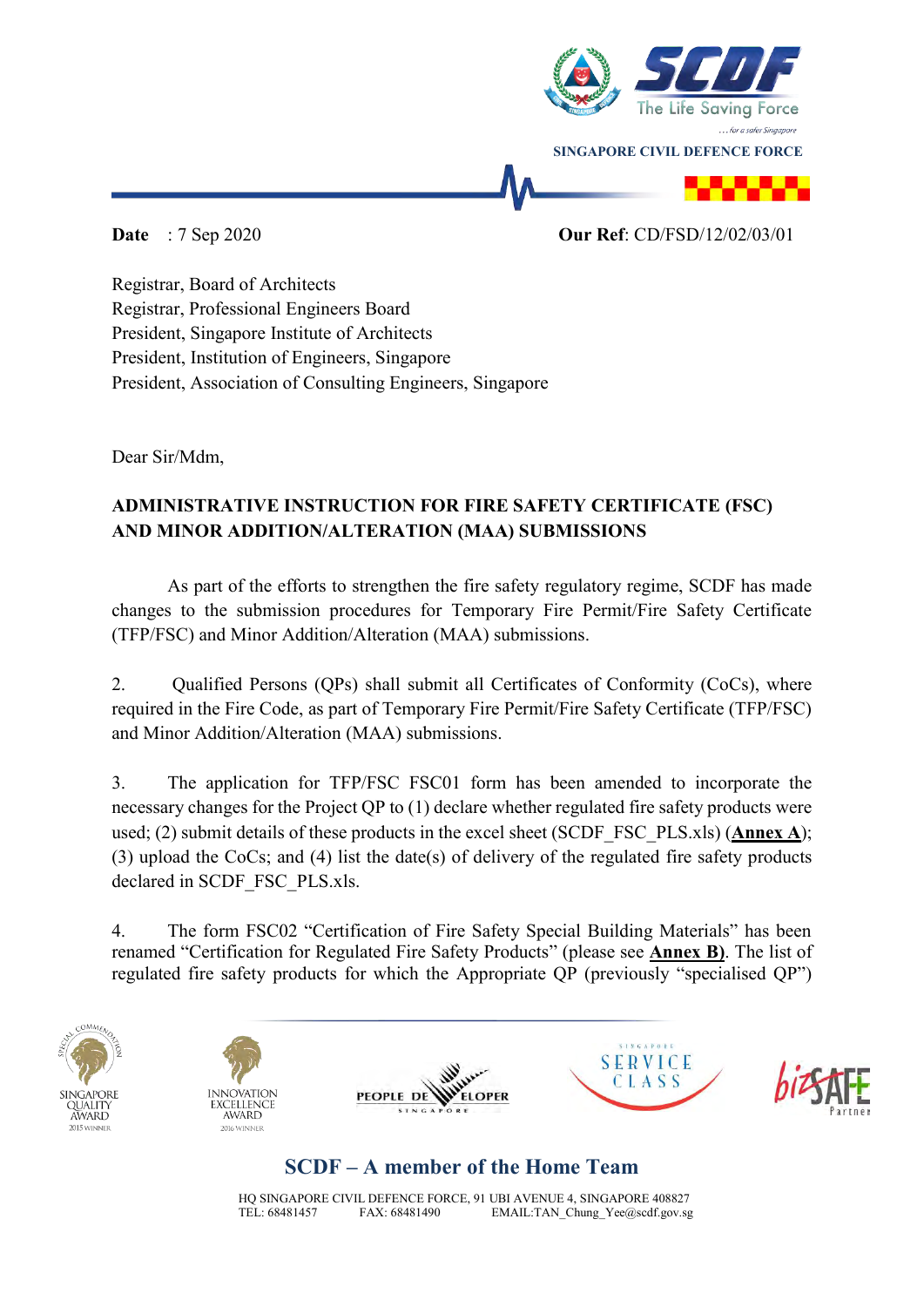SINGAPORE CIVIL DEFENCE FORCE

**Date** : 7 Sep 2020 **Our Ref**: CD/FSD/12/02/03/01

Registrar, Board of Architects
Registrar, Professional Engineers Board
President, Singapore Institute of Architects
President, Institution of Engineers, Singapore
President, Association of Consulting Engineers, Singapore

Dear Sir/Mdm,

**ADMINISTRATIVE INSTRUCTION FOR FIRE SAFETY CERTIFICATE (FSC) AND MINOR ADDITION/ALTERATION (MAA) SUBMISSIONS**

As part of the efforts to strengthen the fire safety regulatory regime, SCDF has made changes to the submission procedures for Temporary Fire Permit/Fire Safety Certificate (TFP/FSC) and Minor Addition/Alteration (MAA) submissions.

2. Qualified Persons (QPs) shall submit all Certificates of Conformity (CoCs), where required in the Fire Code, as part of Temporary Fire Permit/Fire Safety Certificate (TFP/FSC) and Minor Addition/Alteration (MAA) submissions.

3. The application for TFP/FSC FSC01 form has been amended to incorporate the necessary changes for the Project QP to (1) declare whether regulated fire safety products were used; (2) submit details of these products in the excel sheet (SCDF_FSC_PLS.xls) (**Annex A**); (3) upload the CoCs; and (4) list the date(s) of delivery of the regulated fire safety products declared in SCDF_FSC_PLS.xls.

4. The form FSC02 "Certification of Fire Safety Special Building Materials" has been renamed "Certification for Regulated Fire Safety Products" (please see **Annex B)**. The list of regulated fire safety products for which the Appropriate QP (previously "specialised QP")

**SCDF – A member of the Home Team**

HQ SINGAPORE CIVIL DEFENCE FORCE, 91 UBI AVENUE 4, SINGAPORE 408827
TEL: 68481457 FAX: 68481490 EMAIL:TAN_Chung_Yee@scdf.gov.sg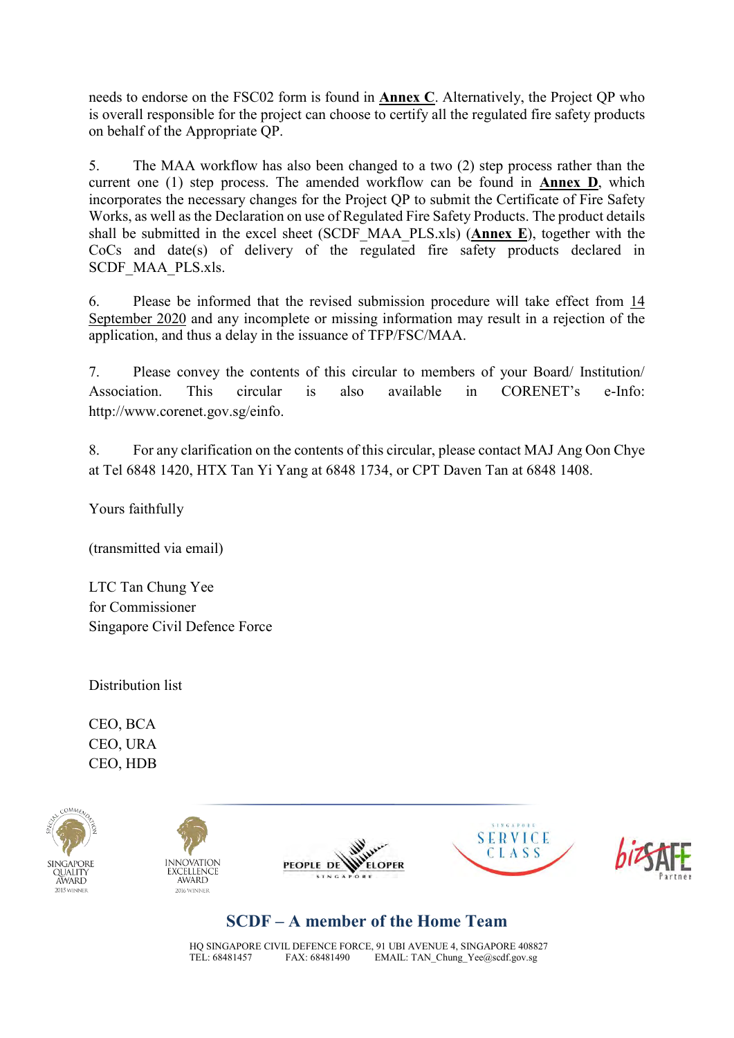needs to endorse on the FSC02 form is found in **Annex C**. Alternatively, the Project QP who is overall responsible for the project can choose to certify all the regulated fire safety products on behalf of the Appropriate QP.

5. The MAA workflow has also been changed to a two (2) step process rather than the current one (1) step process. The amended workflow can be found in **Annex D**, which incorporates the necessary changes for the Project QP to submit the Certificate of Fire Safety Works, as well as the Declaration on use of Regulated Fire Safety Products. The product details shall be submitted in the excel sheet (SCDF_MAA_PLS.xls) (**Annex E**), together with the CoCs and date(s) of delivery of the regulated fire safety products declared in SCDF_MAA_PLS.xls.

6. Please be informed that the revised submission procedure will take effect from 14 September 2020 and any incomplete or missing information may result in a rejection of the application, and thus a delay in the issuance of TFP/FSC/MAA.

7. Please convey the contents of this circular to members of your Board/ Institution/ Association. This circular is also available in CORENET's e-Info: http://www.corenet.gov.sg/einfo.

8. For any clarification on the contents of this circular, please contact MAJ Ang Oon Chye at Tel 6848 1420, HTX Tan Yi Yang at 6848 1734, or CPT Daven Tan at 6848 1408.

Yours faithfully

(transmitted via email)

LTC Tan Chung Yee
for Commissioner
Singapore Civil Defence Force

Distribution list

CEO, BCA
CEO, URA
CEO, HDB

SINGAPORE QUALITY AWARD 2015 WINNER
INNOVATION EXCELLENCE AWARD 2016 WINNER
PEOPLE DEVELOPER SINGAPORE
SINGAPORE SERVICE CLASS
bizSAFE Partner

**SCDF – A member of the Home Team**

HQ SINGAPORE CIVIL DEFENCE FORCE, 91 UBI AVENUE 4, SINGAPORE 408827
TEL: 68481457 FAX: 68481490 EMAIL: TAN_Chung_Yee@scdf.gov.sg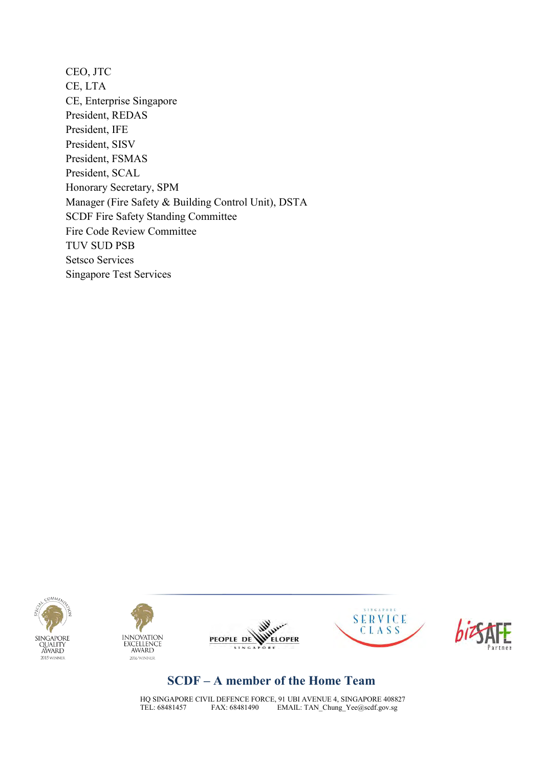CEO, JTC
CE, LTA
CE, Enterprise Singapore
President, REDAS
President, IFE
President, SISV
President, FSMAS
President, SCAL
Honorary Secretary, SPM
Manager (Fire Safety & Building Control Unit), DSTA
SCDF Fire Safety Standing Committee
Fire Code Review Committee
TUV SUD PSB
Setsco Services
Singapore Test Services

**SCDF – A member of the Home Team**

HQ SINGAPORE CIVIL DEFENCE FORCE, 91 UBI AVENUE 4, SINGAPORE 408827
TEL: 68481457 FAX: 68481490 EMAIL: TAN_Chung_Yee@scdf.gov.sg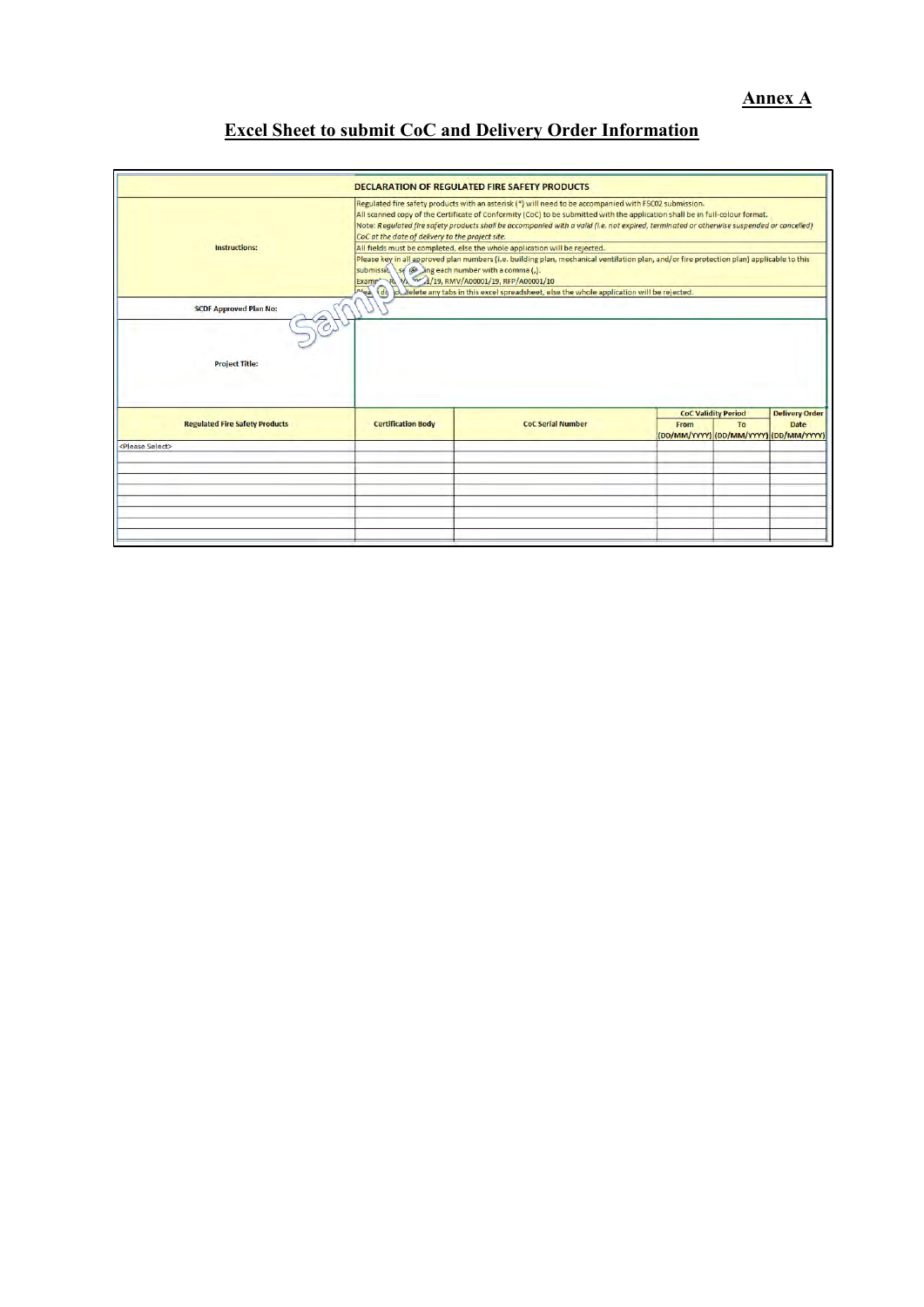**Annex A**

## Excel Sheet to submit CoC and Delivery Order Information

| | | | | | |
|---|---|---|---|---|---|
| **DECLARATION OF REGULATED FIRE SAFETY PRODUCTS** | | | | | |
| **Instructions:** | Regulated fire safety products with an asterisk (*) will need to be accompanied with FSC02 submission.<br>All scanned copy of the Certificate of Conformity (CoC) to be submitted with the application shall be in full-colour format.<br>Note: *Regulated fire safety products shall be accompanied with a valid (i.e. not expired, terminated or otherwise suspended or cancelled) CoC at the date of delivery to the project site.*<br>All fields must be completed, else the whole application will be rejected.<br>Please key in all approved plan numbers (i.e. building plan, mechanical ventilation plan, and/or fire protection plan) applicable to this submission, separating each number with a comma (,).<br>Example: R... /A...1/19, RMV/A00001/19, RFP/A00001/10<br>Please do not delete any tabs in this excel spreadsheet, else the whole application will be rejected. | | | | |
| **SCDF Approved Plan No:** | | | | | |
| **Project Title:** | | | | | |
| **Regulated Fire Safety Products** | **Certification Body** | **CoC Serial Number** | **CoC Validity Period** | | **Delivery Order Date** |
| | | | **From (DD/MM/YYYY)** | **To (DD/MM/YYYY)** | **(DD/MM/YYYY)** |
| <Please Select> | | | | | |
| | | | | | |
| | | | | | |
| | | | | | |
| | | | | | |
| | | | | | |
| | | | | | |
| | | | | | |
| | | | | | |

Sample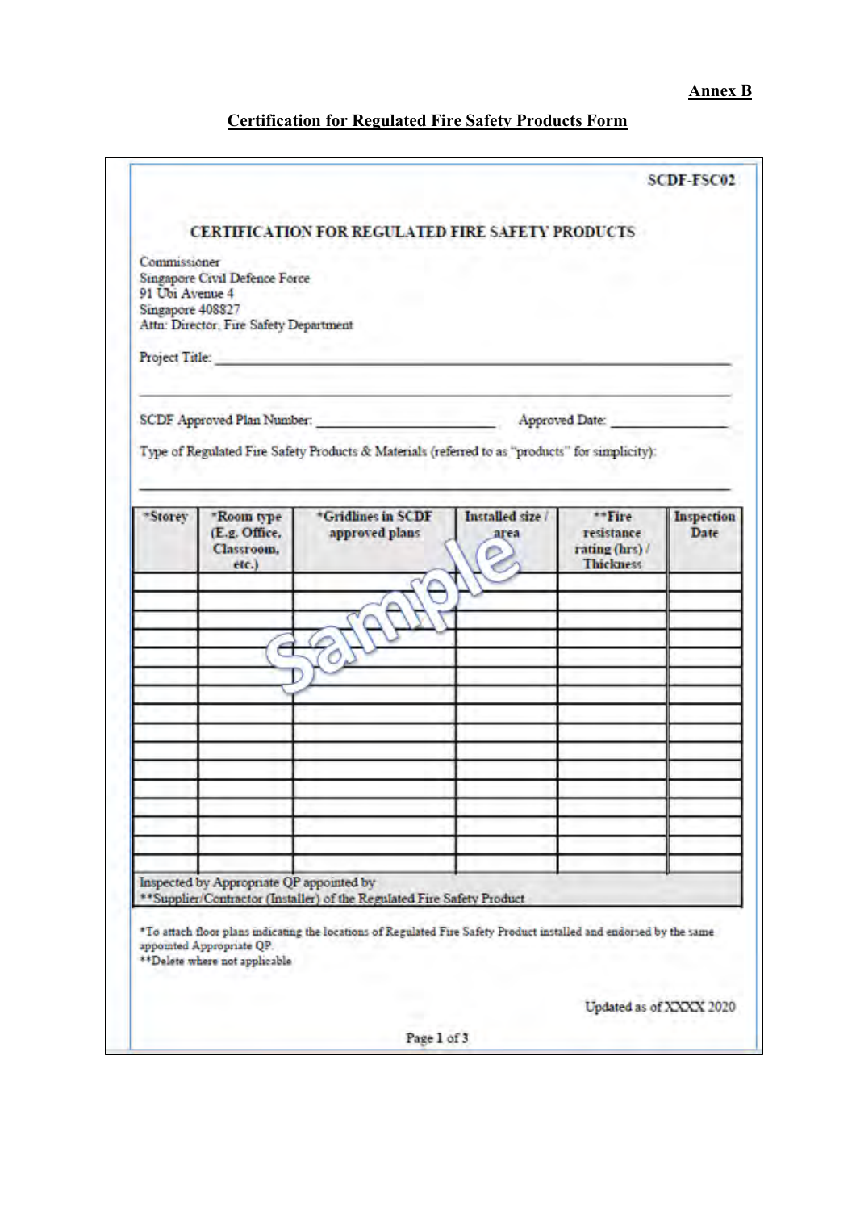**Annex B**

**Certification for Regulated Fire Safety Products Form**

SCDF-FSC02

## CERTIFICATION FOR REGULATED FIRE SAFETY PRODUCTS

Commissioner
Singapore Civil Defence Force
91 Ubi Avenue 4
Singapore 408827
Attn: Director, Fire Safety Department

Project Title: ______________________________________________

______________________________________________

SCDF Approved Plan Number: ____________________ Approved Date: ______________

Type of Regulated Fire Safety Products & Materials (referred to as "products" for simplicity):

______________________________________________

| *Storey | *Room type (E.g. Office, Classroom, etc.) | *Gridlines in SCDF approved plans | Installed size / area | **Fire resistance rating (hrs) / Thickness | Inspection Date |
|---|---|---|---|---|---|
| | | | | | |
| | | | | | |
| | | | | | |
| | | | | | |
| | | | | | |
| | | | | | |
| | | | | | |
| | | | | | |
| | | | | | |
| | | | | | |
| | | | | | |
| | | | | | |
| | | | | | |
| | | | | | |
| | | | | | |
| Inspected by Appropriate QP appointed by **Supplier/Contractor (Installer) of the Regulated Fire Safety Product | | | | | |

Sample

*To attach floor plans indicating the locations of Regulated Fire Safety Product installed and endorsed by the same appointed Appropriate QP.
**Delete where not applicable

Updated as of XXXX 2020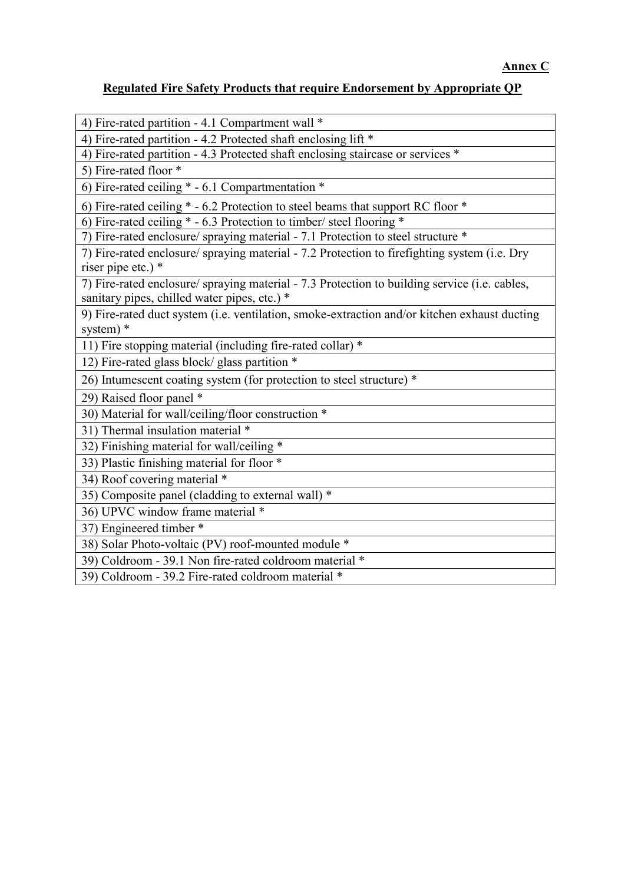**Annex C**

**Regulated Fire Safety Products that require Endorsement by Appropriate QP**

| |
|---|
| 4) Fire-rated partition - 4.1 Compartment wall * |
| 4) Fire-rated partition - 4.2 Protected shaft enclosing lift * |
| 4) Fire-rated partition - 4.3 Protected shaft enclosing staircase or services * |
| 5) Fire-rated floor * |
| 6) Fire-rated ceiling * - 6.1 Compartmentation * |
| 6) Fire-rated ceiling * - 6.2 Protection to steel beams that support RC floor * |
| 6) Fire-rated ceiling * - 6.3 Protection to timber/ steel flooring * |
| 7) Fire-rated enclosure/ spraying material - 7.1 Protection to steel structure * |
| 7) Fire-rated enclosure/ spraying material - 7.2 Protection to firefighting system (i.e. Dry riser pipe etc.) * |
| 7) Fire-rated enclosure/ spraying material - 7.3 Protection to building service (i.e. cables, sanitary pipes, chilled water pipes, etc.) * |
| 9) Fire-rated duct system (i.e. ventilation, smoke-extraction and/or kitchen exhaust ducting system) * |
| 11) Fire stopping material (including fire-rated collar) * |
| 12) Fire-rated glass block/ glass partition * |
| 26) Intumescent coating system (for protection to steel structure) * |
| 29) Raised floor panel * |
| 30) Material for wall/ceiling/floor construction * |
| 31) Thermal insulation material * |
| 32) Finishing material for wall/ceiling * |
| 33) Plastic finishing material for floor * |
| 34) Roof covering material * |
| 35) Composite panel (cladding to external wall) * |
| 36) UPVC window frame material * |
| 37) Engineered timber * |
| 38) Solar Photo-voltaic (PV) roof-mounted module * |
| 39) Coldroom - 39.1 Non fire-rated coldroom material * |
| 39) Coldroom - 39.2 Fire-rated coldroom material * |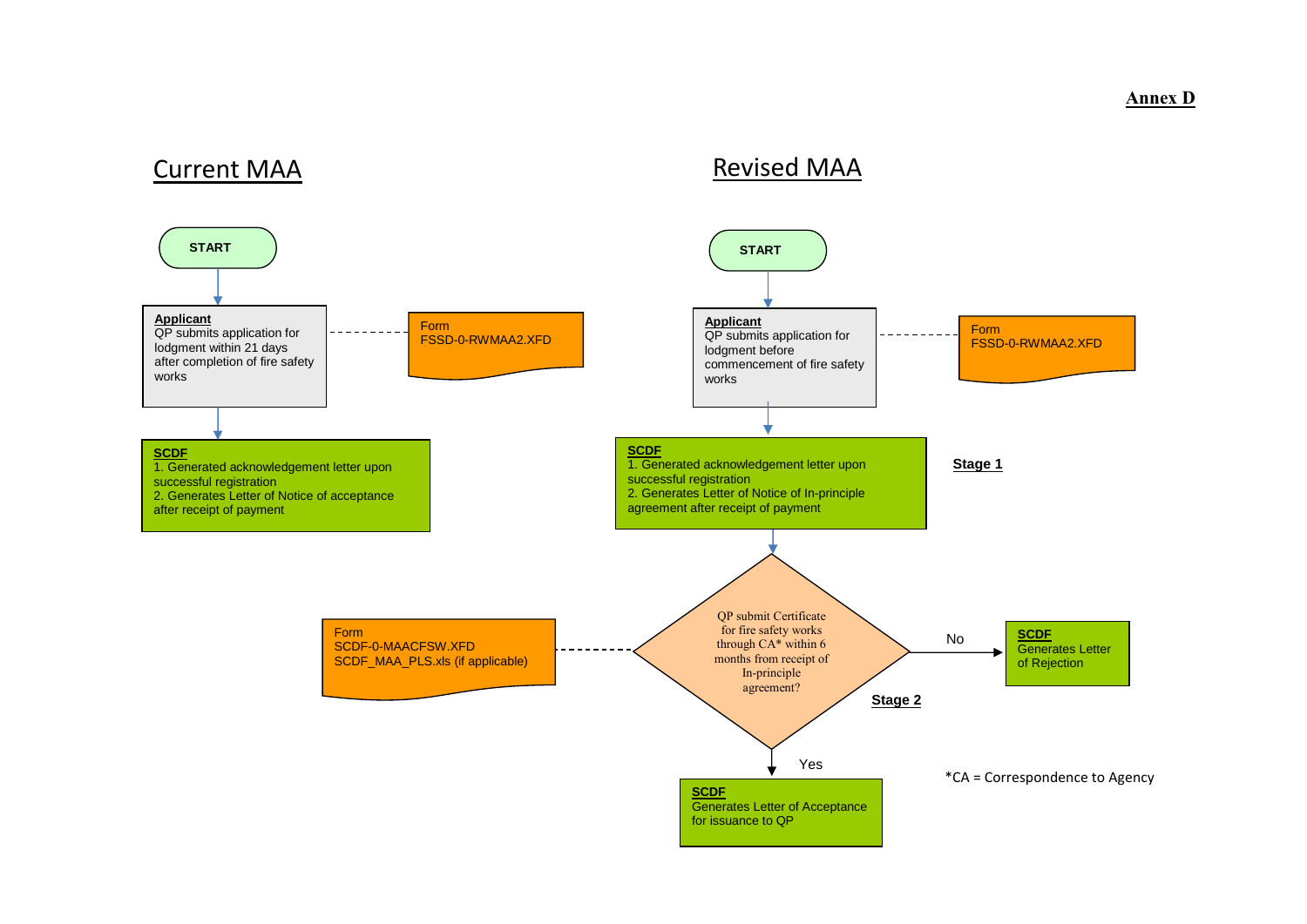**Annex D**

## Current MAA

START

**Applicant**
QP submits application for lodgment within 21 days after completion of fire safety works

Form
FSSD-0-RWMAA2.XFD

**SCDF**
1. Generated acknowledgement letter upon successful registration
2. Generates Letter of Notice of acceptance after receipt of payment

## Revised MAA

START

**Applicant**
QP submits application for lodgment before commencement of fire safety works

Form
FSSD-0-RWMAA2.XFD

**SCDF**
1. Generated acknowledgement letter upon successful registration
2. Generates Letter of Notice of In-principle agreement after receipt of payment

**Stage 1**

QP submit Certificate for fire safety works through CA* within 6 months from receipt of In-principle agreement?

Form
SCDF-0-MAACFSW.XFD
SCDF_MAA_PLS.xls (if applicable)

**Stage 2**

No

**SCDF**
Generates Letter of Rejection

Yes

**SCDF**
Generates Letter of Acceptance for issuance to QP

*CA = Correspondence to Agency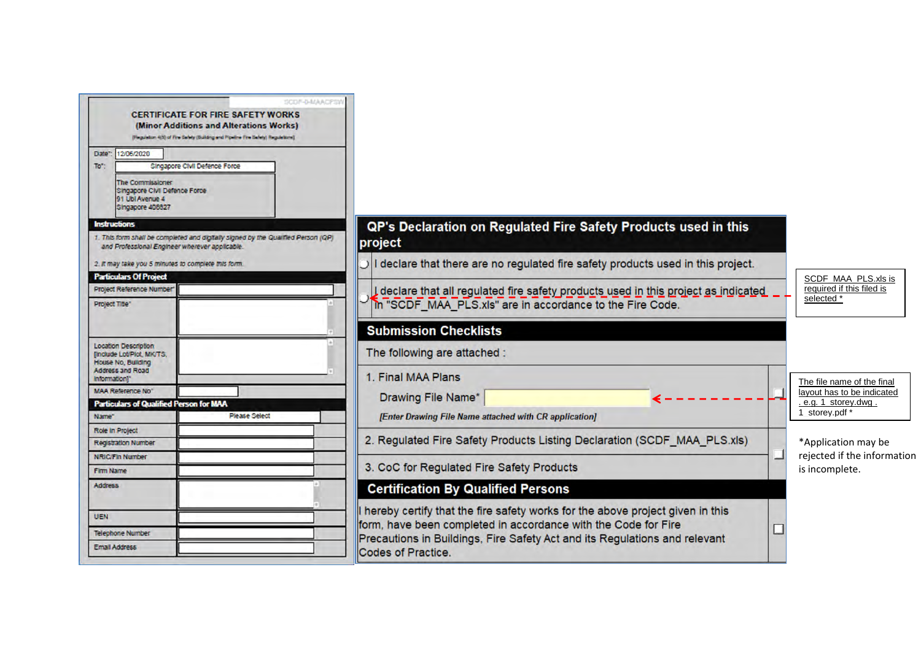SCDF-0-MAACPSW

## CERTIFICATE FOR FIRE SAFETY WORKS
### (Minor Additions and Alterations Works)

[Regulation 4(3) of Fire Safety (Building and Pipeline Fire Safety) Regulations]

| | |
|---|---|
| Date*: | 12/06/2020 |
| To*: | Singapore Civil Defence Force |
| | The Commissioner<br>Singapore Civil Defence Force<br>91 Ubi Avenue 4<br>Singapore 408827 |

**Instructions**

*1. This form shall be completed and digitally signed by the Qualified Person (QP) and Professional Engineer wherever applicable.*

*2. It may take you 5 minutes to complete this form.*

**Particulars Of Project**

| | |
|---|---|
| Project Reference Number* | |
| Project Title* | |
| Location Description [Include Lot/Plot, MK/TS, House No, Building Address and Road Information]* | |
| MAA Reference No* | |

**Particulars of Qualified Person for MAA**

| | |
|---|---|
| Name* | Please Select |
| Role in Project | |
| Registration Number | |
| NRIC/Fin Number | |
| Firm Name | |
| Address | |
| UEN | |
| Telephone Number | |
| Email Address | |

## QP's Declaration on Regulated Fire Safety Products used in this project

- I declare that there are no regulated fire safety products used in this project.
- I declare that all regulated fire safety products used in this project as indicated in "SCDF_MAA_PLS.xls" are in accordance to the Fire Code.

SCDF_MAA_PLS.xls is required if this filed is selected *

## Submission Checklists

The following are attached :

1. Final MAA Plans

   Drawing File Name*

   *[Enter Drawing File Name attached with CR application]*

2. Regulated Fire Safety Products Listing Declaration (SCDF_MAA_PLS.xls)

3. CoC for Regulated Fire Safety Products

The file name of the final layout has to be indicated . e.g. 1_storey.dwg . 1_storey.pdf *

## Certification By Qualified Persons

I hereby certify that the fire safety works for the above project given in this form, have been completed in accordance with the Code for Fire Precautions in Buildings, Fire Safety Act and its Regulations and relevant Codes of Practice.

*Application may be rejected if the information is incomplete.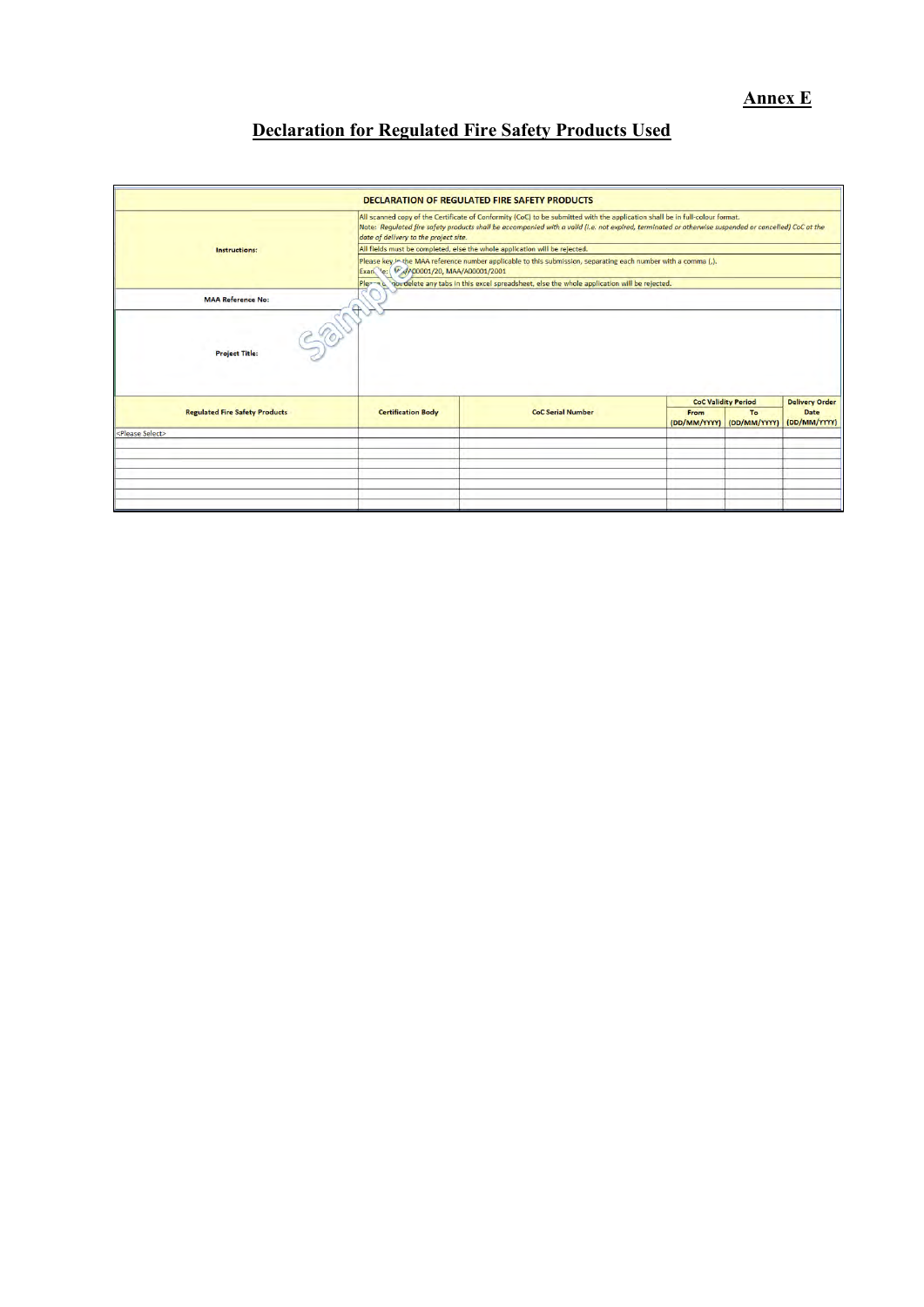**Annex E**

## Declaration for Regulated Fire Safety Products Used

| DECLARATION OF REGULATED FIRE SAFETY PRODUCTS | | | | | |
|---|---|---|---|---|---|
| **Instructions:** | All scanned copy of the Certificate of Conformity (CoC) to be submitted with the application shall be in full-colour format. Note: *Regulated fire safety products shall be accompanied with a valid (i.e. not expired, terminated or otherwise suspended or cancelled) CoC at the date of delivery to the project site.* | | | | |
| | All fields must be completed, else the whole application will be rejected. | | | | |
| | Please key in the MAA reference number applicable to this submission, separating each number with a comma (,). Example: MAA/A00001/20, MAA/A00001/2001 | | | | |
| | Please do not delete any tabs in this excel spreadsheet, else the whole application will be rejected. | | | | |
| **MAA Reference No:** | | | | | |
| **Project Title:** | | | | | |
| **Regulated Fire Safety Products** | **Certification Body** | **CoC Serial Number** | **CoC Validity Period** | | **Delivery Order Date (DD/MM/YYYY)** |
| | | | **From (DD/MM/YYYY)** | **To (DD/MM/YYYY)** | |
| <Please Select> | | | | | |
| | | | | | |
| | | | | | |
| | | | | | |
| | | | | | |
| | | | | | |
| | | | | | |
| | | | | | |

Sample